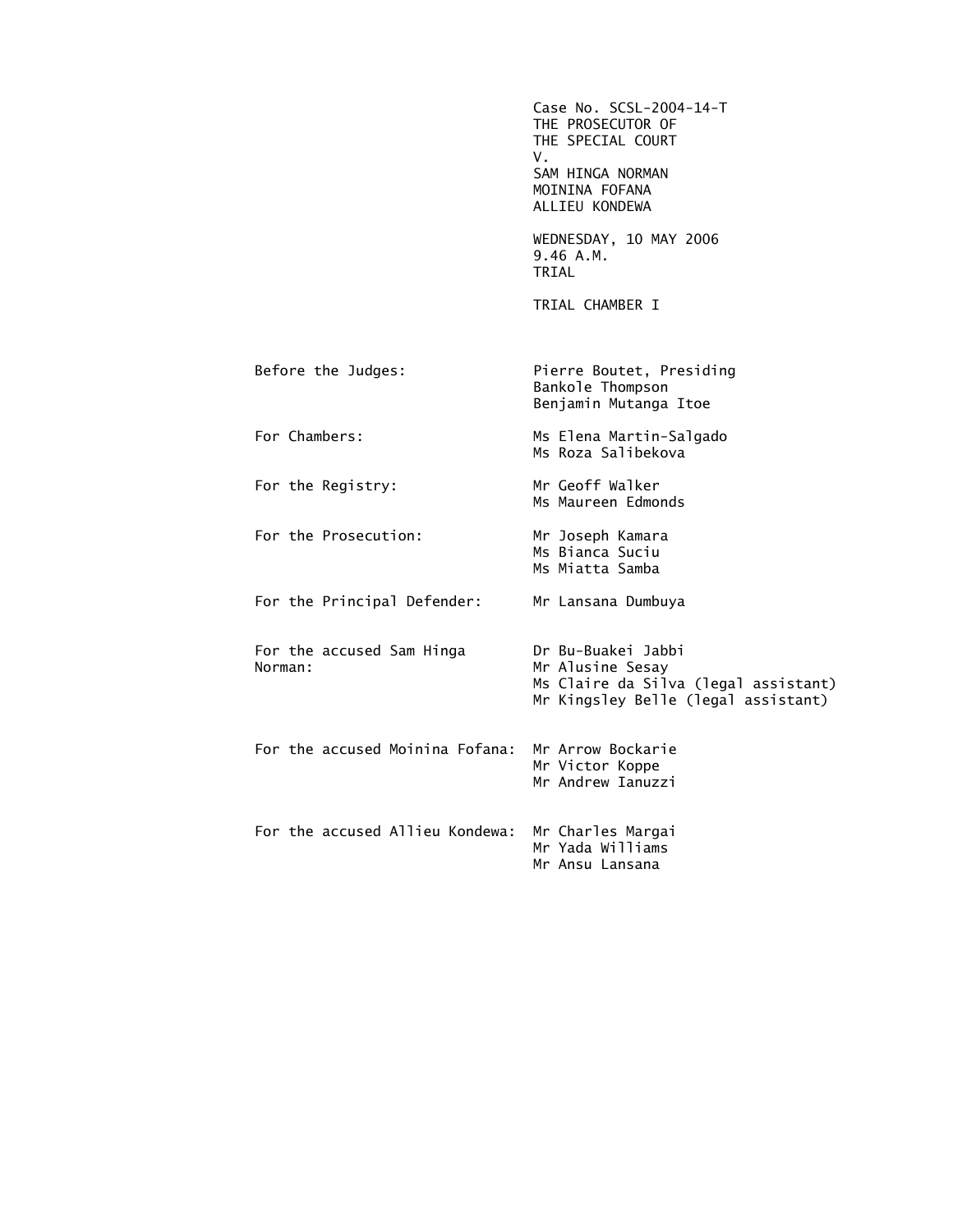Case No. SCSL-2004-14-T
THE PROSECUTOR OF
THE SPECIAL COURT
V.
SAM HINGA NORMAN
MOININA FOFANA
ALLIEU KONDEWA

WEDNESDAY, 10 MAY 2006
9.46 A.M.
TRIAL

TRIAL CHAMBER I

| | |
|---|---|
| Before the Judges: | Pierre Boutet, Presiding<br>Bankole Thompson<br>Benjamin Mutanga Itoe |
| For Chambers: | Ms Elena Martin-Salgado<br>Ms Roza Salibekova |
| For the Registry: | Mr Geoff Walker<br>Ms Maureen Edmonds |
| For the Prosecution: | Mr Joseph Kamara<br>Ms Bianca Suciu<br>Ms Miatta Samba |
| For the Principal Defender: | Mr Lansana Dumbuya |
| For the accused Sam Hinga Norman: | Dr Bu-Buakei Jabbi<br>Mr Alusine Sesay<br>Ms Claire da Silva (legal assistant)<br>Mr Kingsley Belle (legal assistant) |
| For the accused Moinina Fofana: | Mr Arrow Bockarie<br>Mr Victor Koppe<br>Mr Andrew Ianuzzi |
| For the accused Allieu Kondewa: | Mr Charles Margai<br>Mr Yada Williams<br>Mr Ansu Lansana |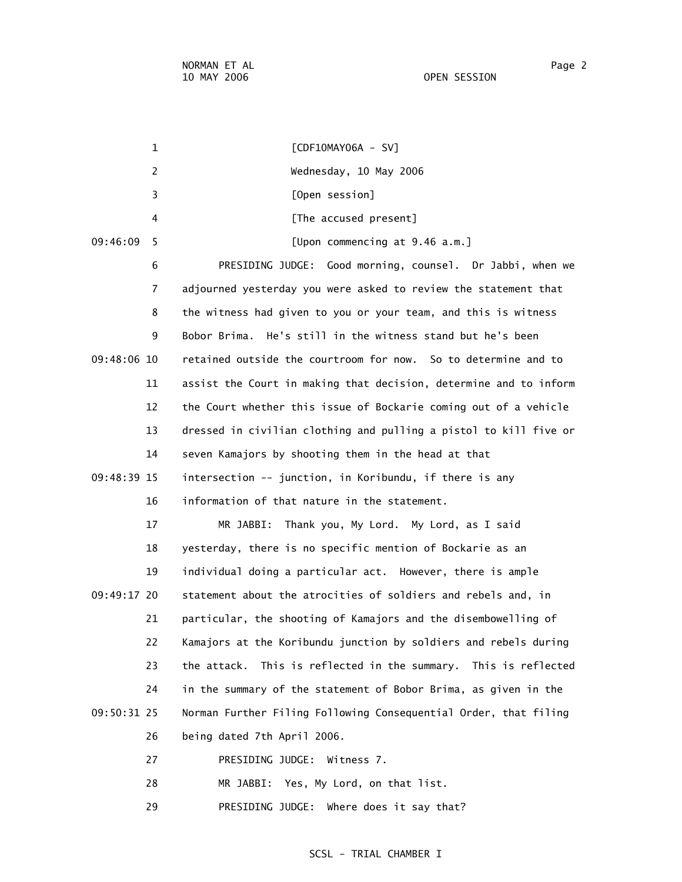[CDF10MAY06A - SV]

Wednesday, 10 May 2006

[Open session]

[The accused present]

[Upon commencing at 9.46 a.m.]

PRESIDING JUDGE: Good morning, counsel. Dr Jabbi, when we adjourned yesterday you were asked to review the statement that the witness had given to you or your team, and this is witness Bobor Brima. He's still in the witness stand but he's been retained outside the courtroom for now. So to determine and to assist the Court in making that decision, determine and to inform the Court whether this issue of Bockarie coming out of a vehicle dressed in civilian clothing and pulling a pistol to kill five or seven Kamajors by shooting them in the head at that intersection -- junction, in Koribundu, if there is any information of that nature in the statement.

MR JABBI: Thank you, My Lord. My Lord, as I said yesterday, there is no specific mention of Bockarie as an individual doing a particular act. However, there is ample statement about the atrocities of soldiers and rebels and, in particular, the shooting of Kamajors and the disembowelling of Kamajors at the Koribundu junction by soldiers and rebels during the attack. This is reflected in the summary. This is reflected in the summary of the statement of Bobor Brima, as given in the Norman Further Filing Following Consequential Order, that filing being dated 7th April 2006.

PRESIDING JUDGE: Witness 7.

MR JABBI: Yes, My Lord, on that list.

PRESIDING JUDGE: Where does it say that?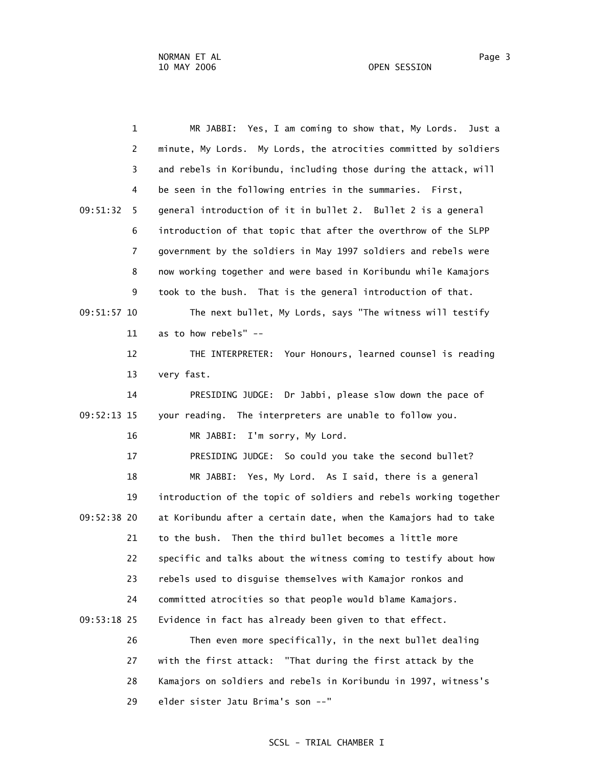MR JABBI: Yes, I am coming to show that, My Lords. Just a minute, My Lords. My Lords, the atrocities committed by soldiers and rebels in Koribundu, including those during the attack, will be seen in the following entries in the summaries. First, general introduction of it in bullet 2. Bullet 2 is a general introduction of that topic that after the overthrow of the SLPP government by the soldiers in May 1997 soldiers and rebels were now working together and were based in Koribundu while Kamajors took to the bush. That is the general introduction of that.

The next bullet, My Lords, says "The witness will testify as to how rebels" --

THE INTERPRETER: Your Honours, learned counsel is reading very fast.

PRESIDING JUDGE: Dr Jabbi, please slow down the pace of your reading. The interpreters are unable to follow you.

MR JABBI: I'm sorry, My Lord.

PRESIDING JUDGE: So could you take the second bullet?

MR JABBI: Yes, My Lord. As I said, there is a general introduction of the topic of soldiers and rebels working together at Koribundu after a certain date, when the Kamajors had to take to the bush. Then the third bullet becomes a little more specific and talks about the witness coming to testify about how rebels used to disguise themselves with Kamajor ronkos and committed atrocities so that people would blame Kamajors. Evidence in fact has already been given to that effect.

Then even more specifically, in the next bullet dealing with the first attack: "That during the first attack by the Kamajors on soldiers and rebels in Koribundu in 1997, witness's elder sister Jatu Brima's son --"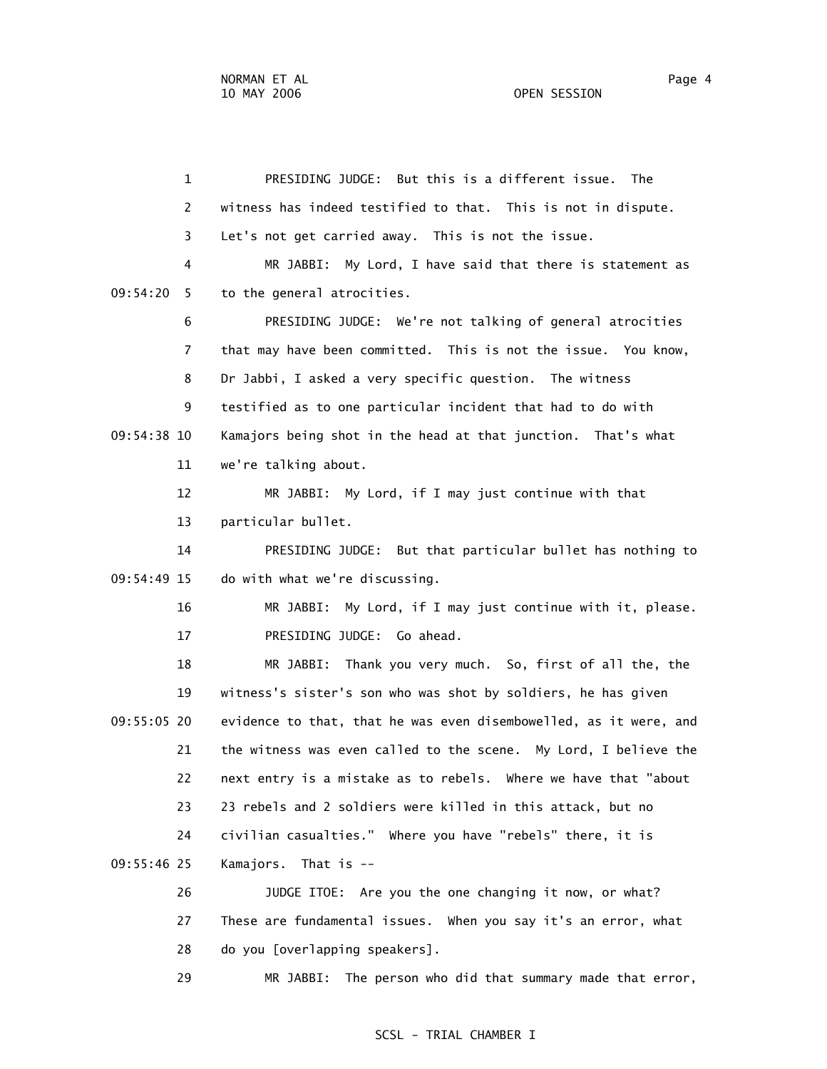PRESIDING JUDGE: But this is a different issue. The witness has indeed testified to that. This is not in dispute. Let's not get carried away. This is not the issue.

MR JABBI: My Lord, I have said that there is statement as to the general atrocities.

PRESIDING JUDGE: We're not talking of general atrocities that may have been committed. This is not the issue. You know, Dr Jabbi, I asked a very specific question. The witness testified as to one particular incident that had to do with Kamajors being shot in the head at that junction. That's what we're talking about.

MR JABBI: My Lord, if I may just continue with that particular bullet.

PRESIDING JUDGE: But that particular bullet has nothing to do with what we're discussing.

MR JABBI: My Lord, if I may just continue with it, please.

PRESIDING JUDGE: Go ahead.

MR JABBI: Thank you very much. So, first of all the, the witness's sister's son who was shot by soldiers, he has given evidence to that, that he was even disembowelled, as it were, and the witness was even called to the scene. My Lord, I believe the next entry is a mistake as to rebels. Where we have that "about 23 rebels and 2 soldiers were killed in this attack, but no civilian casualties." Where you have "rebels" there, it is Kamajors. That is --

JUDGE ITOE: Are you the one changing it now, or what? These are fundamental issues. When you say it's an error, what do you [overlapping speakers].

MR JABBI: The person who did that summary made that error,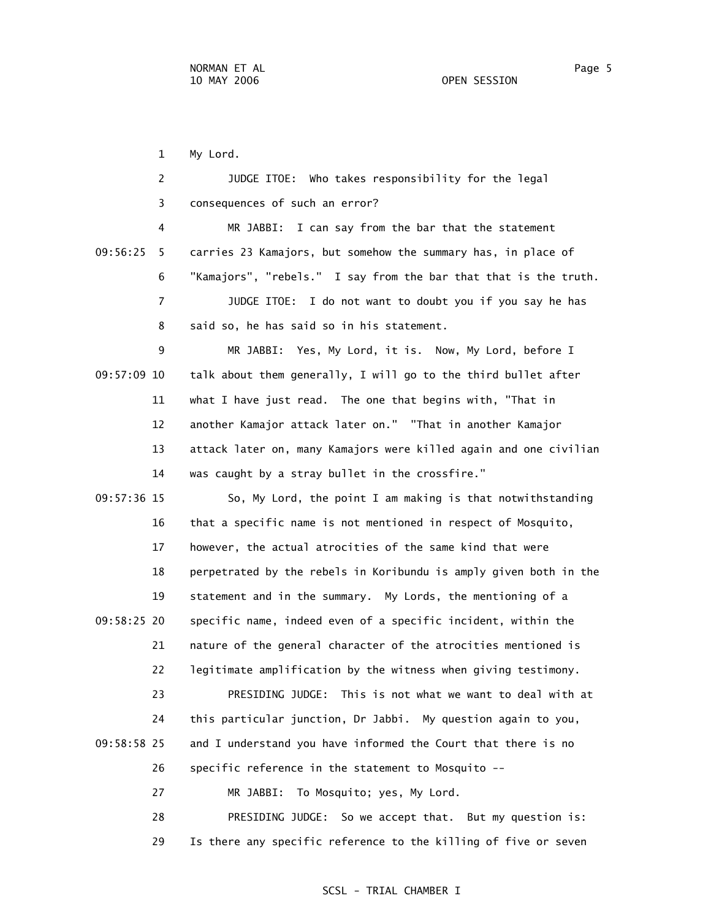My Lord.

JUDGE ITOE: Who takes responsibility for the legal consequences of such an error?

MR JABBI: I can say from the bar that the statement carries 23 Kamajors, but somehow the summary has, in place of "Kamajors", "rebels." I say from the bar that that is the truth.

JUDGE ITOE: I do not want to doubt you if you say he has said so, he has said so in his statement.

MR JABBI: Yes, My Lord, it is. Now, My Lord, before I talk about them generally, I will go to the third bullet after what I have just read. The one that begins with, "That in another Kamajor attack later on." "That in another Kamajor attack later on, many Kamajors were killed again and one civilian was caught by a stray bullet in the crossfire."

So, My Lord, the point I am making is that notwithstanding that a specific name is not mentioned in respect of Mosquito, however, the actual atrocities of the same kind that were perpetrated by the rebels in Koribundu is amply given both in the statement and in the summary. My Lords, the mentioning of a specific name, indeed even of a specific incident, within the nature of the general character of the atrocities mentioned is legitimate amplification by the witness when giving testimony.

PRESIDING JUDGE: This is not what we want to deal with at this particular junction, Dr Jabbi. My question again to you, and I understand you have informed the Court that there is no specific reference in the statement to Mosquito --

MR JABBI: To Mosquito; yes, My Lord.

PRESIDING JUDGE: So we accept that. But my question is: Is there any specific reference to the killing of five or seven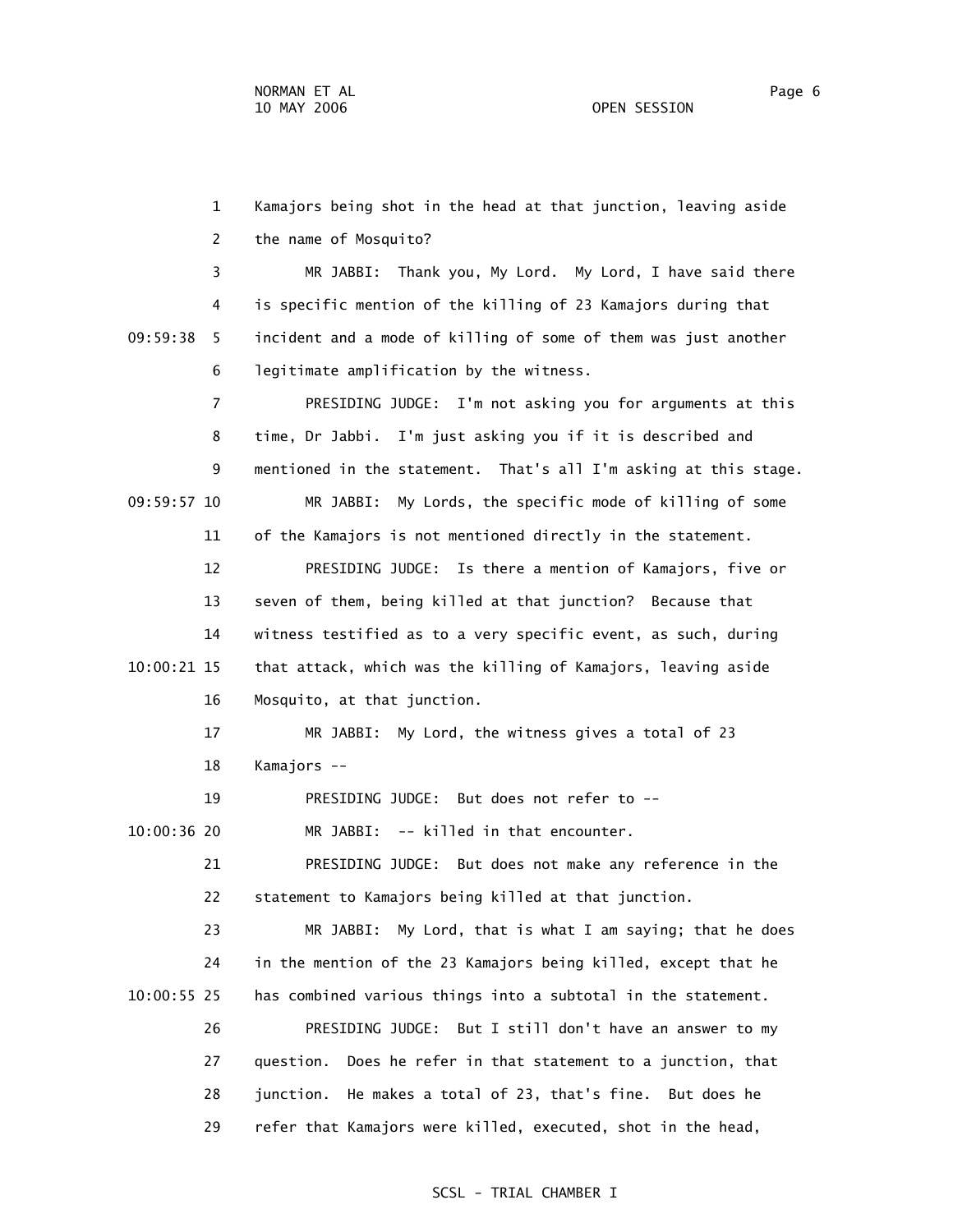1 Kamajors being shot in the head at that junction, leaving aside
2 the name of Mosquito?
3 MR JABBI: Thank you, My Lord. My Lord, I have said there
4 is specific mention of the killing of 23 Kamajors during that
09:59:38 5 incident and a mode of killing of some of them was just another
6 legitimate amplification by the witness.
7 PRESIDING JUDGE: I'm not asking you for arguments at this
8 time, Dr Jabbi. I'm just asking you if it is described and
9 mentioned in the statement. That's all I'm asking at this stage.
09:59:57 10 MR JABBI: My Lords, the specific mode of killing of some
11 of the Kamajors is not mentioned directly in the statement.
12 PRESIDING JUDGE: Is there a mention of Kamajors, five or
13 seven of them, being killed at that junction? Because that
14 witness testified as to a very specific event, as such, during
10:00:21 15 that attack, which was the killing of Kamajors, leaving aside
16 Mosquito, at that junction.
17 MR JABBI: My Lord, the witness gives a total of 23
18 Kamajors --
19 PRESIDING JUDGE: But does not refer to --
10:00:36 20 MR JABBI: -- killed in that encounter.
21 PRESIDING JUDGE: But does not make any reference in the
22 statement to Kamajors being killed at that junction.
23 MR JABBI: My Lord, that is what I am saying; that he does
24 in the mention of the 23 Kamajors being killed, except that he
10:00:55 25 has combined various things into a subtotal in the statement.
26 PRESIDING JUDGE: But I still don't have an answer to my
27 question. Does he refer in that statement to a junction, that
28 junction. He makes a total of 23, that's fine. But does he
29 refer that Kamajors were killed, executed, shot in the head,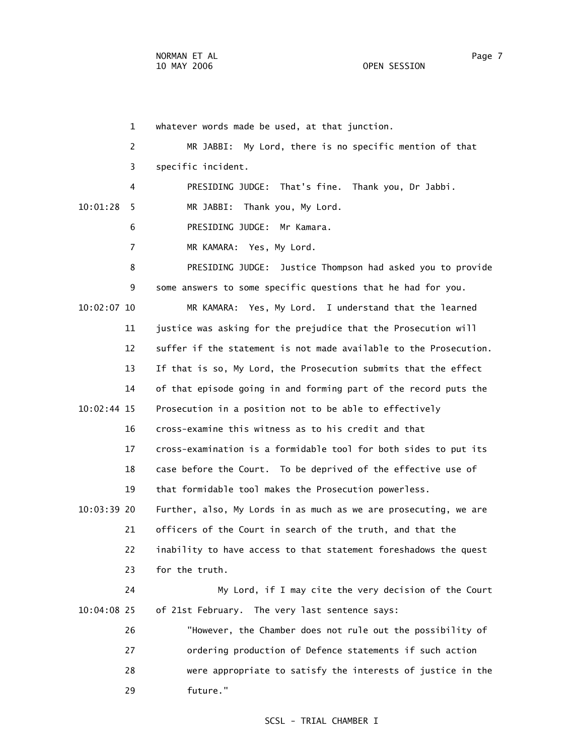whatever words made be used, at that junction.

MR JABBI: My Lord, there is no specific mention of that specific incident.

PRESIDING JUDGE: That's fine. Thank you, Dr Jabbi.

MR JABBI: Thank you, My Lord.

PRESIDING JUDGE: Mr Kamara.

MR KAMARA: Yes, My Lord.

PRESIDING JUDGE: Justice Thompson had asked you to provide some answers to some specific questions that he had for you.

MR KAMARA: Yes, My Lord. I understand that the learned justice was asking for the prejudice that the Prosecution will suffer if the statement is not made available to the Prosecution. If that is so, My Lord, the Prosecution submits that the effect of that episode going in and forming part of the record puts the Prosecution in a position not to be able to effectively cross-examine this witness as to his credit and that cross-examination is a formidable tool for both sides to put its case before the Court. To be deprived of the effective use of that formidable tool makes the Prosecution powerless. Further, also, My Lords in as much as we are prosecuting, we are officers of the Court in search of the truth, and that the inability to have access to that statement foreshadows the quest for the truth.

My Lord, if I may cite the very decision of the Court of 21st February. The very last sentence says:

"However, the Chamber does not rule out the possibility of ordering production of Defence statements if such action were appropriate to satisfy the interests of justice in the future."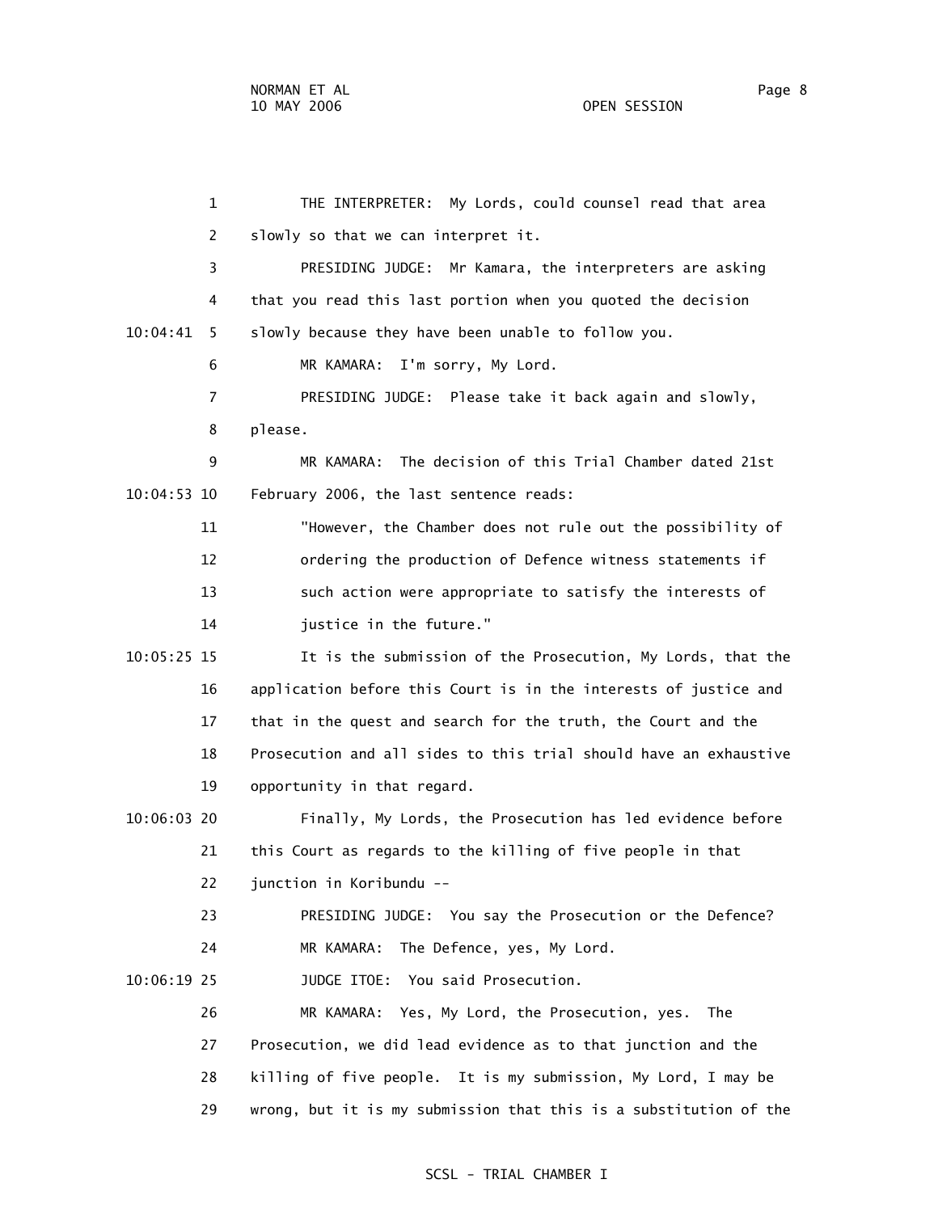THE INTERPRETER: My Lords, could counsel read that area slowly so that we can interpret it.

PRESIDING JUDGE: Mr Kamara, the interpreters are asking that you read this last portion when you quoted the decision slowly because they have been unable to follow you.

MR KAMARA: I'm sorry, My Lord.

PRESIDING JUDGE: Please take it back again and slowly, please.

MR KAMARA: The decision of this Trial Chamber dated 21st February 2006, the last sentence reads:

> "However, the Chamber does not rule out the possibility of ordering the production of Defence witness statements if such action were appropriate to satisfy the interests of justice in the future."

It is the submission of the Prosecution, My Lords, that the application before this Court is in the interests of justice and that in the quest and search for the truth, the Court and the Prosecution and all sides to this trial should have an exhaustive opportunity in that regard.

Finally, My Lords, the Prosecution has led evidence before this Court as regards to the killing of five people in that junction in Koribundu --

PRESIDING JUDGE: You say the Prosecution or the Defence?

MR KAMARA: The Defence, yes, My Lord.

JUDGE ITOE: You said Prosecution.

MR KAMARA: Yes, My Lord, the Prosecution, yes. The Prosecution, we did lead evidence as to that junction and the killing of five people. It is my submission, My Lord, I may be wrong, but it is my submission that this is a substitution of the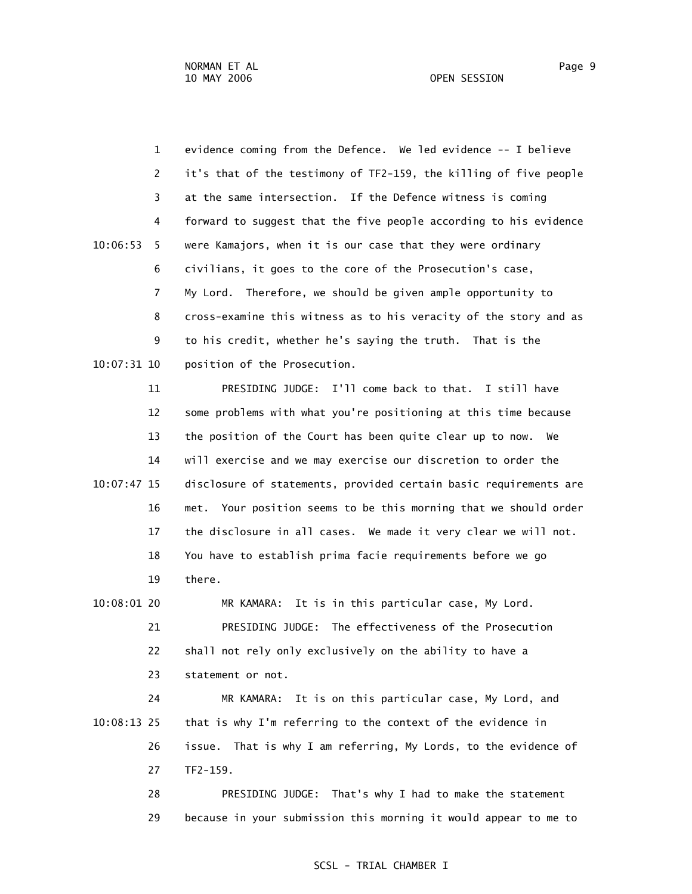evidence coming from the Defence. We led evidence -- I believe it's that of the testimony of TF2-159, the killing of five people at the same intersection. If the Defence witness is coming forward to suggest that the five people according to his evidence were Kamajors, when it is our case that they were ordinary civilians, it goes to the core of the Prosecution's case, My Lord. Therefore, we should be given ample opportunity to cross-examine this witness as to his veracity of the story and as to his credit, whether he's saying the truth. That is the position of the Prosecution.

PRESIDING JUDGE: I'll come back to that. I still have some problems with what you're positioning at this time because the position of the Court has been quite clear up to now. We will exercise and we may exercise our discretion to order the disclosure of statements, provided certain basic requirements are met. Your position seems to be this morning that we should order the disclosure in all cases. We made it very clear we will not. You have to establish prima facie requirements before we go there.

MR KAMARA: It is in this particular case, My Lord.

PRESIDING JUDGE: The effectiveness of the Prosecution shall not rely only exclusively on the ability to have a statement or not.

MR KAMARA: It is on this particular case, My Lord, and that is why I'm referring to the context of the evidence in issue. That is why I am referring, My Lords, to the evidence of TF2-159.

PRESIDING JUDGE: That's why I had to make the statement because in your submission this morning it would appear to me to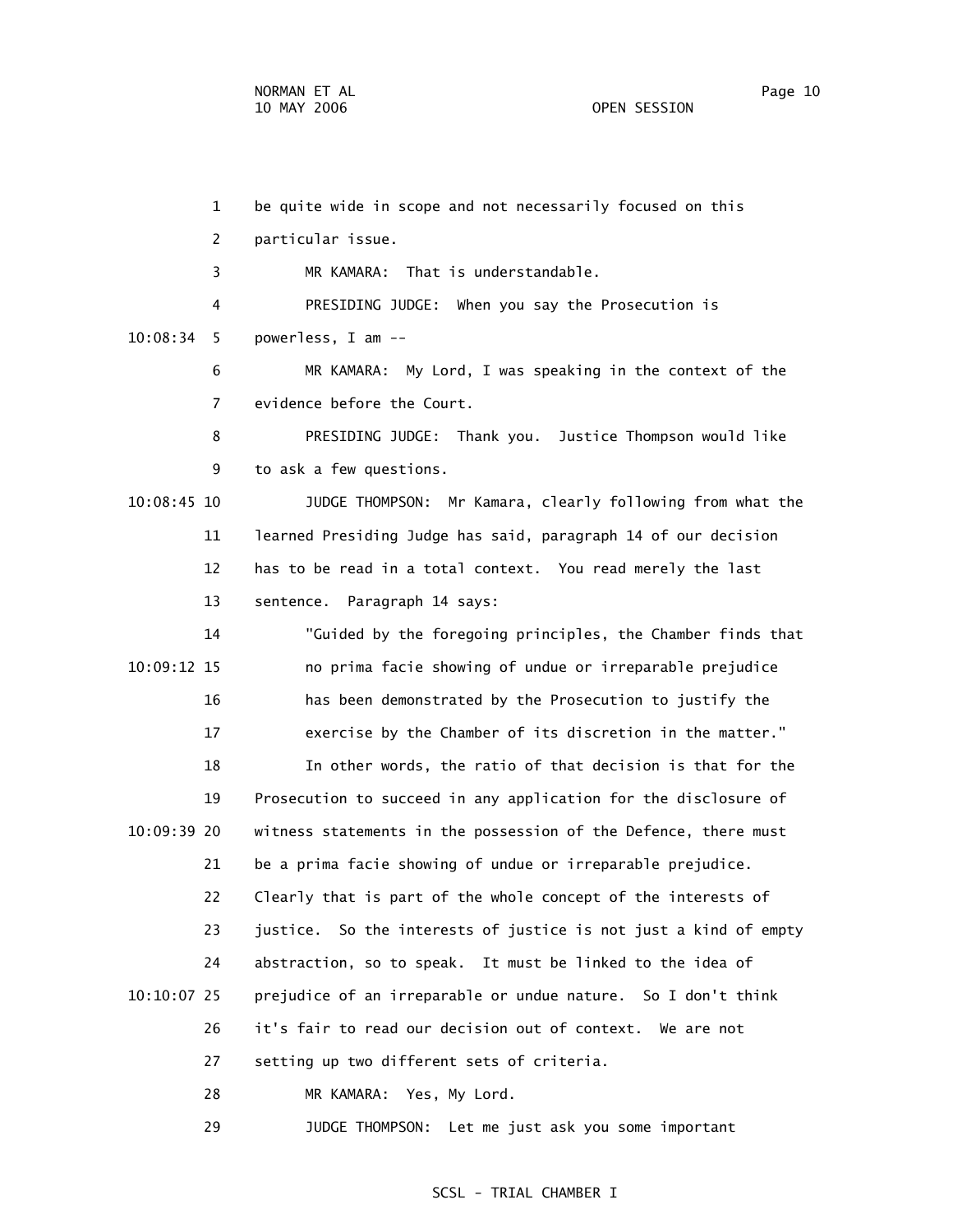be quite wide in scope and not necessarily focused on this particular issue.

MR KAMARA: That is understandable.

PRESIDING JUDGE: When you say the Prosecution is powerless, I am --

MR KAMARA: My Lord, I was speaking in the context of the evidence before the Court.

PRESIDING JUDGE: Thank you. Justice Thompson would like to ask a few questions.

JUDGE THOMPSON: Mr Kamara, clearly following from what the learned Presiding Judge has said, paragraph 14 of our decision has to be read in a total context. You read merely the last sentence. Paragraph 14 says:

> "Guided by the foregoing principles, the Chamber finds that no prima facie showing of undue or irreparable prejudice has been demonstrated by the Prosecution to justify the exercise by the Chamber of its discretion in the matter."

In other words, the ratio of that decision is that for the Prosecution to succeed in any application for the disclosure of witness statements in the possession of the Defence, there must be a prima facie showing of undue or irreparable prejudice. Clearly that is part of the whole concept of the interests of justice. So the interests of justice is not just a kind of empty abstraction, so to speak. It must be linked to the idea of prejudice of an irreparable or undue nature. So I don't think it's fair to read our decision out of context. We are not setting up two different sets of criteria.

MR KAMARA: Yes, My Lord.

JUDGE THOMPSON: Let me just ask you some important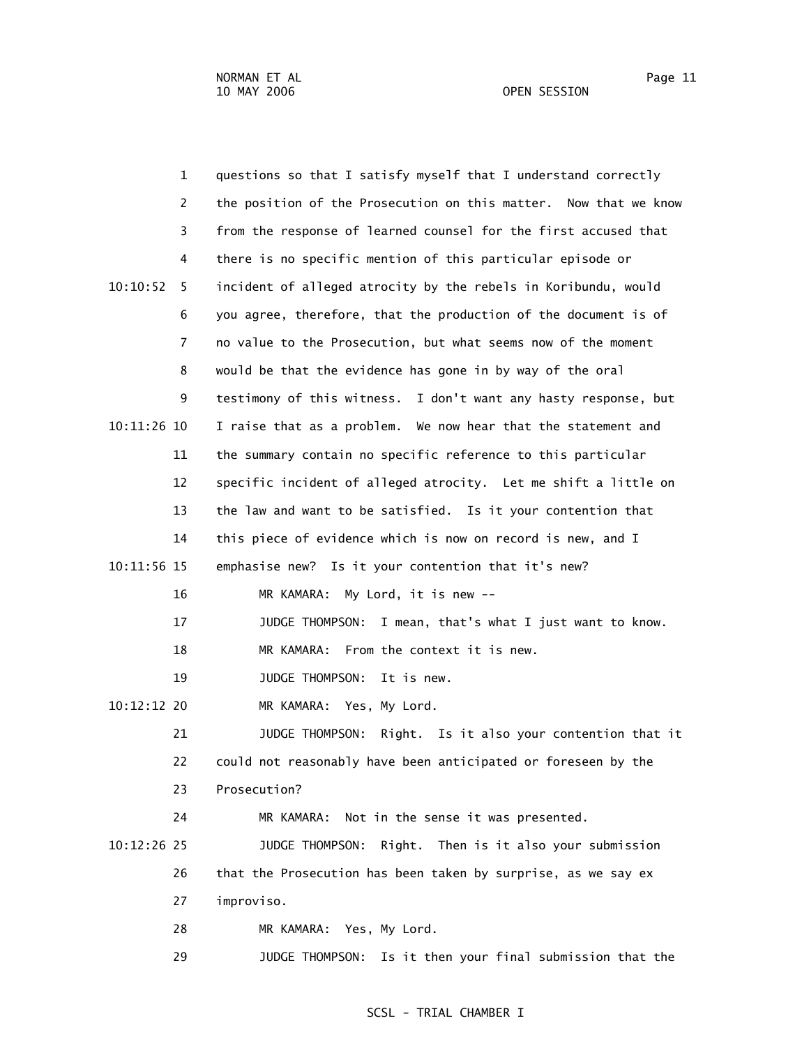questions so that I satisfy myself that I understand correctly the position of the Prosecution on this matter. Now that we know from the response of learned counsel for the first accused that there is no specific mention of this particular episode or incident of alleged atrocity by the rebels in Koribundu, would you agree, therefore, that the production of the document is of no value to the Prosecution, but what seems now of the moment would be that the evidence has gone in by way of the oral testimony of this witness. I don't want any hasty response, but I raise that as a problem. We now hear that the statement and the summary contain no specific reference to this particular specific incident of alleged atrocity. Let me shift a little on the law and want to be satisfied. Is it your contention that this piece of evidence which is now on record is new, and I emphasise new? Is it your contention that it's new?

MR KAMARA: My Lord, it is new --

JUDGE THOMPSON: I mean, that's what I just want to know.

MR KAMARA: From the context it is new.

JUDGE THOMPSON: It is new.

MR KAMARA: Yes, My Lord.

JUDGE THOMPSON: Right. Is it also your contention that it could not reasonably have been anticipated or foreseen by the Prosecution?

MR KAMARA: Not in the sense it was presented.

JUDGE THOMPSON: Right. Then is it also your submission that the Prosecution has been taken by surprise, as we say ex improviso.

MR KAMARA: Yes, My Lord.

JUDGE THOMPSON: Is it then your final submission that the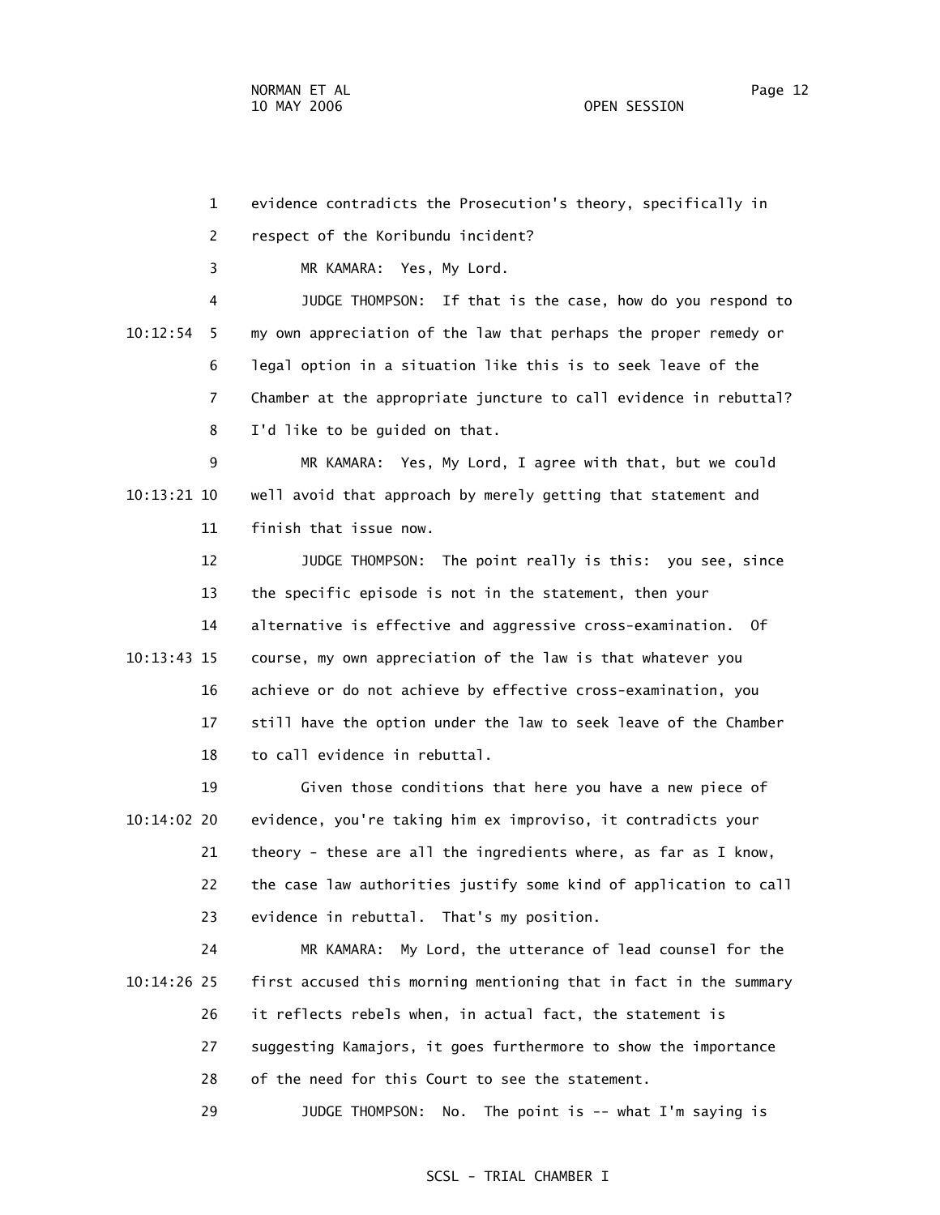evidence contradicts the Prosecution's theory, specifically in respect of the Koribundu incident?

MR KAMARA: Yes, My Lord.

JUDGE THOMPSON: If that is the case, how do you respond to my own appreciation of the law that perhaps the proper remedy or legal option in a situation like this is to seek leave of the Chamber at the appropriate juncture to call evidence in rebuttal? I'd like to be guided on that.

MR KAMARA: Yes, My Lord, I agree with that, but we could well avoid that approach by merely getting that statement and finish that issue now.

JUDGE THOMPSON: The point really is this: you see, since the specific episode is not in the statement, then your alternative is effective and aggressive cross-examination. Of course, my own appreciation of the law is that whatever you achieve or do not achieve by effective cross-examination, you still have the option under the law to seek leave of the Chamber to call evidence in rebuttal.

Given those conditions that here you have a new piece of evidence, you're taking him ex improviso, it contradicts your theory - these are all the ingredients where, as far as I know, the case law authorities justify some kind of application to call evidence in rebuttal. That's my position.

MR KAMARA: My Lord, the utterance of lead counsel for the first accused this morning mentioning that in fact in the summary it reflects rebels when, in actual fact, the statement is suggesting Kamajors, it goes furthermore to show the importance of the need for this Court to see the statement.

JUDGE THOMPSON: No. The point is -- what I'm saying is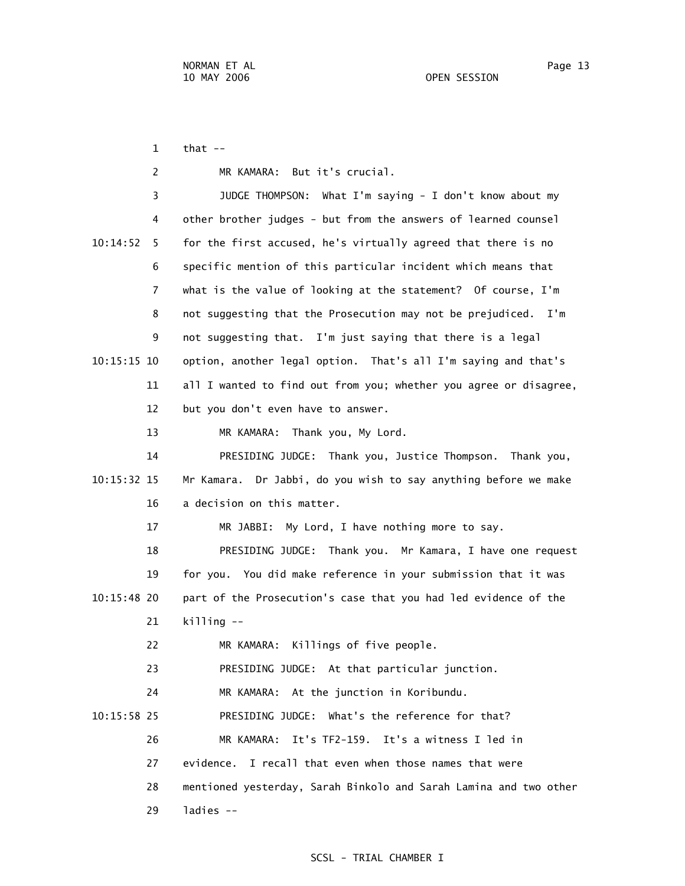that --

MR KAMARA: But it's crucial.

JUDGE THOMPSON: What I'm saying - I don't know about my other brother judges - but from the answers of learned counsel for the first accused, he's virtually agreed that there is no specific mention of this particular incident which means that what is the value of looking at the statement? Of course, I'm not suggesting that the Prosecution may not be prejudiced. I'm not suggesting that. I'm just saying that there is a legal option, another legal option. That's all I'm saying and that's all I wanted to find out from you; whether you agree or disagree, but you don't even have to answer.

MR KAMARA: Thank you, My Lord.

PRESIDING JUDGE: Thank you, Justice Thompson. Thank you, Mr Kamara. Dr Jabbi, do you wish to say anything before we make a decision on this matter.

MR JABBI: My Lord, I have nothing more to say.

PRESIDING JUDGE: Thank you. Mr Kamara, I have one request for you. You did make reference in your submission that it was part of the Prosecution's case that you had led evidence of the killing --

MR KAMARA: Killings of five people.

PRESIDING JUDGE: At that particular junction.

MR KAMARA: At the junction in Koribundu.

PRESIDING JUDGE: What's the reference for that?

MR KAMARA: It's TF2-159. It's a witness I led in evidence. I recall that even when those names that were mentioned yesterday, Sarah Binkolo and Sarah Lamina and two other ladies --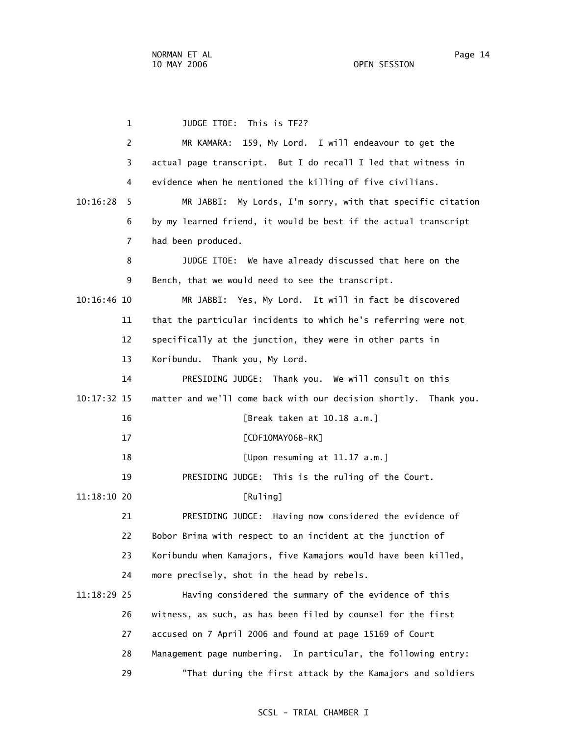JUDGE ITOE: This is TF2?

MR KAMARA: 159, My Lord. I will endeavour to get the actual page transcript. But I do recall I led that witness in evidence when he mentioned the killing of five civilians.

MR JABBI: My Lords, I'm sorry, with that specific citation by my learned friend, it would be best if the actual transcript had been produced.

JUDGE ITOE: We have already discussed that here on the Bench, that we would need to see the transcript.

MR JABBI: Yes, My Lord. It will in fact be discovered that the particular incidents to which he's referring were not specifically at the junction, they were in other parts in Koribundu. Thank you, My Lord.

PRESIDING JUDGE: Thank you. We will consult on this matter and we'll come back with our decision shortly. Thank you.

[Break taken at 10.18 a.m.]

[CDF10MAY06B-RK]

[Upon resuming at 11.17 a.m.]

PRESIDING JUDGE: This is the ruling of the Court.

[Ruling]

PRESIDING JUDGE: Having now considered the evidence of Bobor Brima with respect to an incident at the junction of Koribundu when Kamajors, five Kamajors would have been killed, more precisely, shot in the head by rebels.

Having considered the summary of the evidence of this witness, as such, as has been filed by counsel for the first accused on 7 April 2006 and found at page 15169 of Court Management page numbering. In particular, the following entry:

"That during the first attack by the Kamajors and soldiers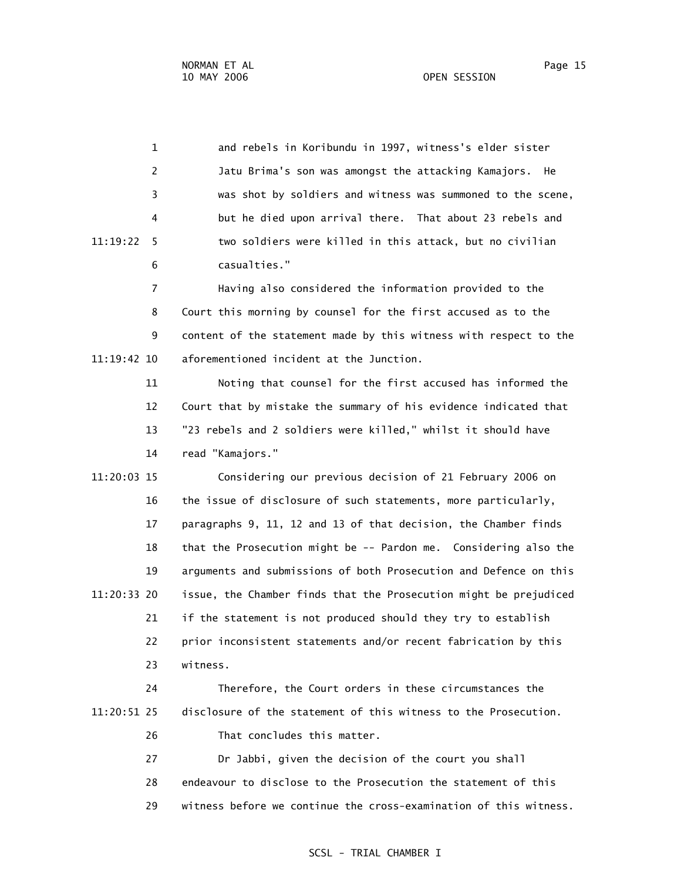and rebels in Koribundu in 1997, witness's elder sister Jatu Brima's son was amongst the attacking Kamajors. He was shot by soldiers and witness was summoned to the scene, but he died upon arrival there. That about 23 rebels and two soldiers were killed in this attack, but no civilian casualties."

Having also considered the information provided to the Court this morning by counsel for the first accused as to the content of the statement made by this witness with respect to the aforementioned incident at the Junction.

Noting that counsel for the first accused has informed the Court that by mistake the summary of his evidence indicated that "23 rebels and 2 soldiers were killed," whilst it should have read "Kamajors."

Considering our previous decision of 21 February 2006 on the issue of disclosure of such statements, more particularly, paragraphs 9, 11, 12 and 13 of that decision, the Chamber finds that the Prosecution might be -- Pardon me. Considering also the arguments and submissions of both Prosecution and Defence on this issue, the Chamber finds that the Prosecution might be prejudiced if the statement is not produced should they try to establish prior inconsistent statements and/or recent fabrication by this witness.

Therefore, the Court orders in these circumstances the disclosure of the statement of this witness to the Prosecution.

That concludes this matter.

Dr Jabbi, given the decision of the court you shall endeavour to disclose to the Prosecution the statement of this witness before we continue the cross-examination of this witness.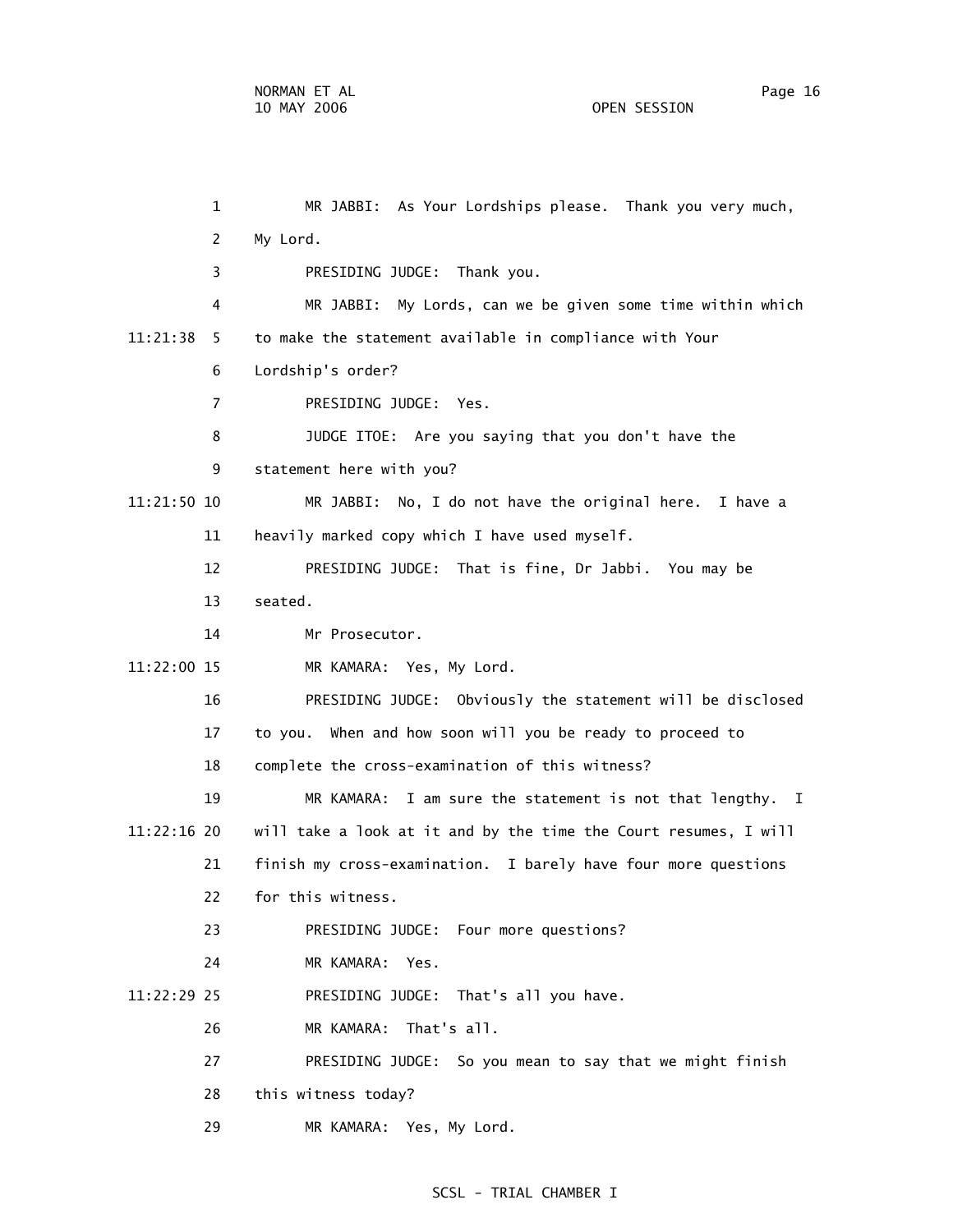1 MR JABBI: As Your Lordships please. Thank you very much,

2 My Lord.

3 PRESIDING JUDGE: Thank you.

4 MR JABBI: My Lords, can we be given some time within which

11:21:38 5 to make the statement available in compliance with Your

6 Lordship's order?

7 PRESIDING JUDGE: Yes.

8 JUDGE ITOE: Are you saying that you don't have the

9 statement here with you?

11:21:50 10 MR JABBI: No, I do not have the original here. I have a

11 heavily marked copy which I have used myself.

12 PRESIDING JUDGE: That is fine, Dr Jabbi. You may be

13 seated.

14 Mr Prosecutor.

11:22:00 15 MR KAMARA: Yes, My Lord.

16 PRESIDING JUDGE: Obviously the statement will be disclosed

17 to you. When and how soon will you be ready to proceed to

18 complete the cross-examination of this witness?

19 MR KAMARA: I am sure the statement is not that lengthy. I

11:22:16 20 will take a look at it and by the time the Court resumes, I will

21 finish my cross-examination. I barely have four more questions

22 for this witness.

23 PRESIDING JUDGE: Four more questions?

24 MR KAMARA: Yes.

11:22:29 25 PRESIDING JUDGE: That's all you have.

26 MR KAMARA: That's all.

27 PRESIDING JUDGE: So you mean to say that we might finish

28 this witness today?

29 MR KAMARA: Yes, My Lord.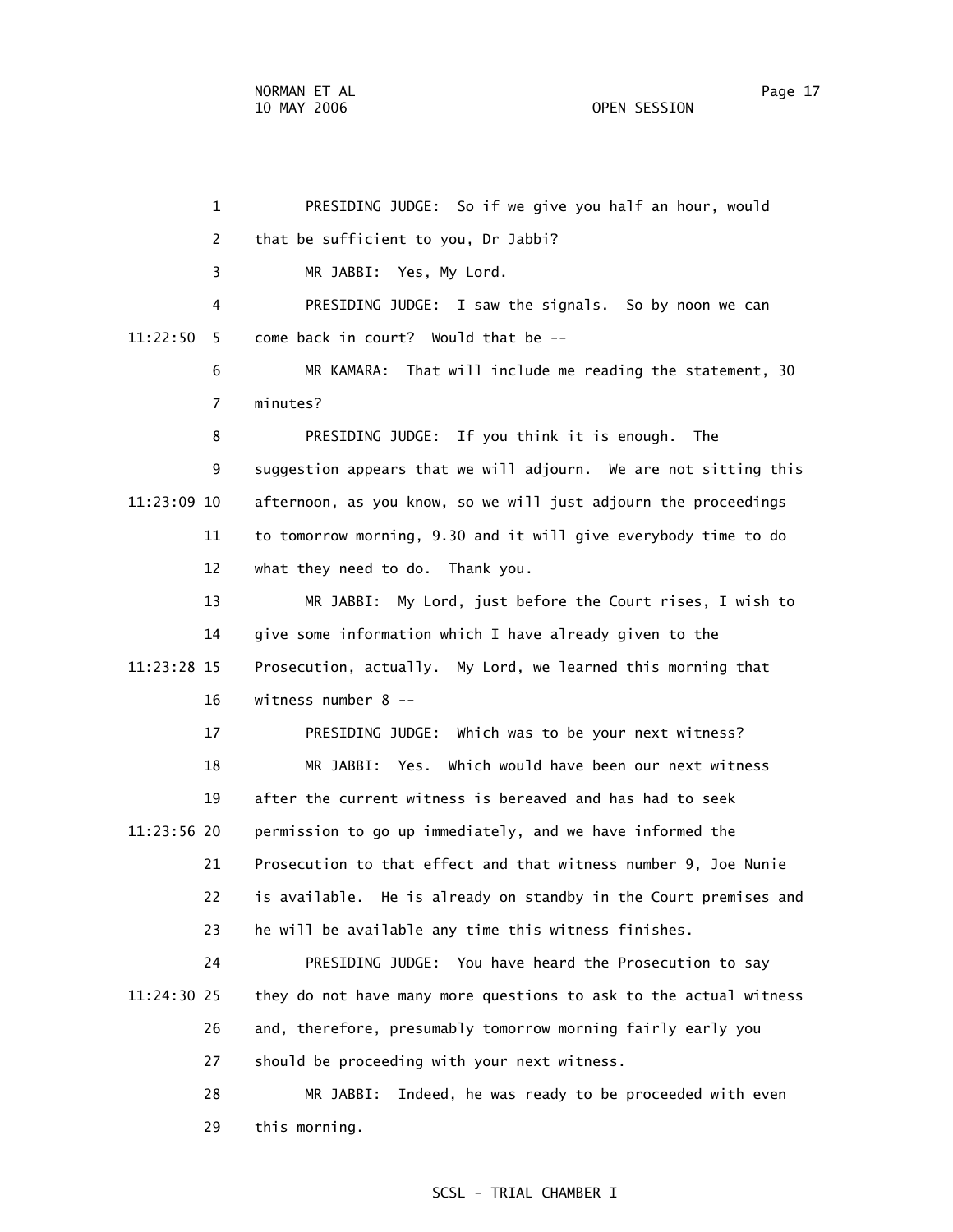PRESIDING JUDGE: So if we give you half an hour, would that be sufficient to you, Dr Jabbi?

MR JABBI: Yes, My Lord.

PRESIDING JUDGE: I saw the signals. So by noon we can come back in court? Would that be --

MR KAMARA: That will include me reading the statement, 30 minutes?

PRESIDING JUDGE: If you think it is enough. The suggestion appears that we will adjourn. We are not sitting this afternoon, as you know, so we will just adjourn the proceedings to tomorrow morning, 9.30 and it will give everybody time to do what they need to do. Thank you.

MR JABBI: My Lord, just before the Court rises, I wish to give some information which I have already given to the Prosecution, actually. My Lord, we learned this morning that witness number 8 --

PRESIDING JUDGE: Which was to be your next witness?

MR JABBI: Yes. Which would have been our next witness after the current witness is bereaved and has had to seek permission to go up immediately, and we have informed the Prosecution to that effect and that witness number 9, Joe Nunie is available. He is already on standby in the Court premises and he will be available any time this witness finishes.

PRESIDING JUDGE: You have heard the Prosecution to say they do not have many more questions to ask to the actual witness and, therefore, presumably tomorrow morning fairly early you should be proceeding with your next witness.

MR JABBI: Indeed, he was ready to be proceeded with even this morning.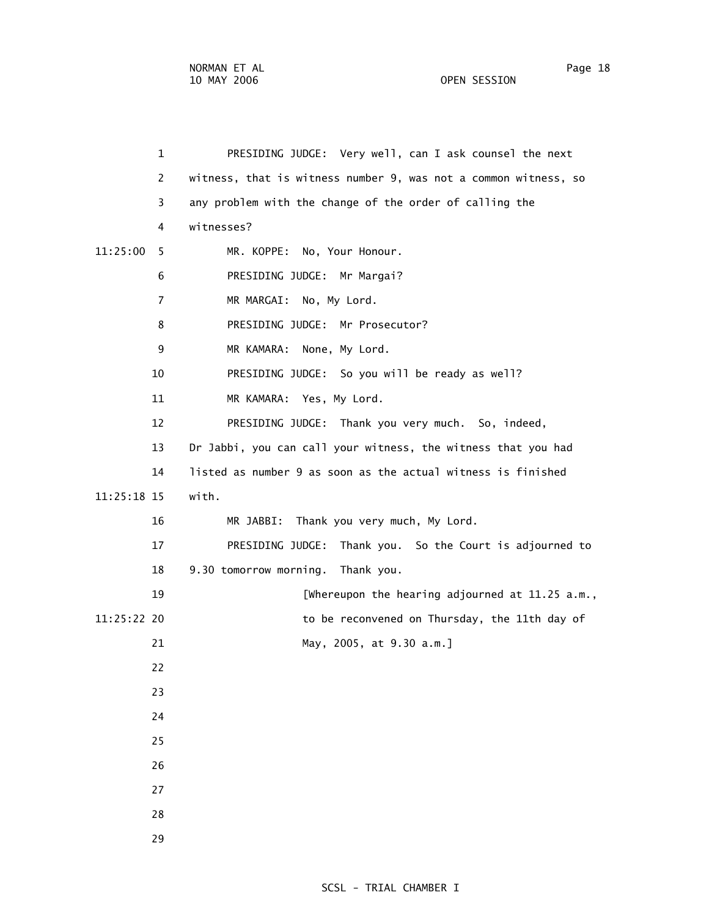PRESIDING JUDGE: Very well, can I ask counsel the next witness, that is witness number 9, was not a common witness, so any problem with the change of the order of calling the witnesses?

MR. KOPPE: No, Your Honour.

PRESIDING JUDGE: Mr Margai?

MR MARGAI: No, My Lord.

PRESIDING JUDGE: Mr Prosecutor?

MR KAMARA: None, My Lord.

PRESIDING JUDGE: So you will be ready as well?

MR KAMARA: Yes, My Lord.

PRESIDING JUDGE: Thank you very much. So, indeed, Dr Jabbi, you can call your witness, the witness that you had listed as number 9 as soon as the actual witness is finished with.

MR JABBI: Thank you very much, My Lord.

PRESIDING JUDGE: Thank you. So the Court is adjourned to 9.30 tomorrow morning. Thank you.

[Whereupon the hearing adjourned at 11.25 a.m., to be reconvened on Thursday, the 11th day of May, 2005, at 9.30 a.m.]